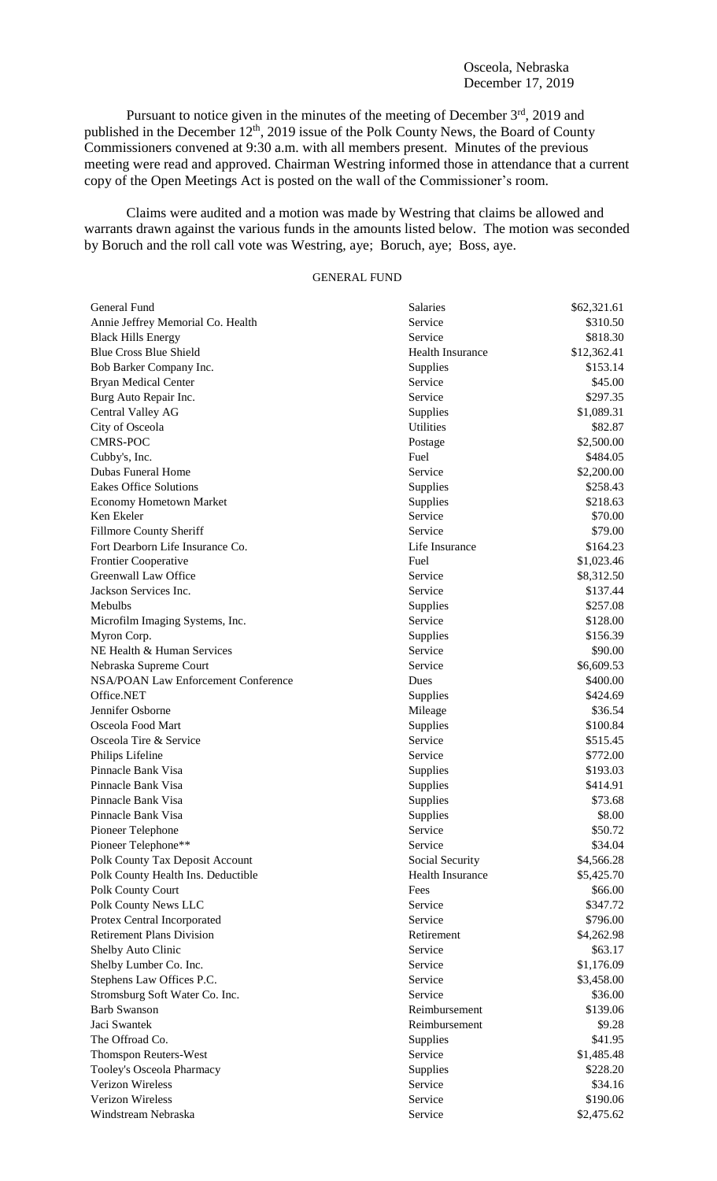Osceola, Nebraska
December 17, 2019

Pursuant to notice given in the minutes of the meeting of December 3rd, 2019 and published in the December 12th, 2019 issue of the Polk County News, the Board of County Commissioners convened at 9:30 a.m. with all members present. Minutes of the previous meeting were read and approved. Chairman Westring informed those in attendance that a current copy of the Open Meetings Act is posted on the wall of the Commissioner's room.

Claims were audited and a motion was made by Westring that claims be allowed and warrants drawn against the various funds in the amounts listed below. The motion was seconded by Boruch and the roll call vote was Westring, aye; Boruch, aye; Boss, aye.

GENERAL FUND

| | | |
|---|---|---|
| General Fund | Salaries | $62,321.61 |
| Annie Jeffrey Memorial Co. Health | Service | $310.50 |
| Black Hills Energy | Service | $818.30 |
| Blue Cross Blue Shield | Health Insurance | $12,362.41 |
| Bob Barker Company Inc. | Supplies | $153.14 |
| Bryan Medical Center | Service | $45.00 |
| Burg Auto Repair Inc. | Service | $297.35 |
| Central Valley AG | Supplies | $1,089.31 |
| City of Osceola | Utilities | $82.87 |
| CMRS-POC | Postage | $2,500.00 |
| Cubby's, Inc. | Fuel | $484.05 |
| Dubas Funeral Home | Service | $2,200.00 |
| Eakes Office Solutions | Supplies | $258.43 |
| Economy Hometown Market | Supplies | $218.63 |
| Ken Ekeler | Service | $70.00 |
| Fillmore County Sheriff | Service | $79.00 |
| Fort Dearborn Life Insurance Co. | Life Insurance | $164.23 |
| Frontier Cooperative | Fuel | $1,023.46 |
| Greenwall Law Office | Service | $8,312.50 |
| Jackson Services Inc. | Service | $137.44 |
| Mebulbs | Supplies | $257.08 |
| Microfilm Imaging Systems, Inc. | Service | $128.00 |
| Myron Corp. | Supplies | $156.39 |
| NE Health & Human Services | Service | $90.00 |
| Nebraska Supreme Court | Service | $6,609.53 |
| NSA/POAN Law Enforcement Conference | Dues | $400.00 |
| Office.NET | Supplies | $424.69 |
| Jennifer Osborne | Mileage | $36.54 |
| Osceola Food Mart | Supplies | $100.84 |
| Osceola Tire & Service | Service | $515.45 |
| Philips Lifeline | Service | $772.00 |
| Pinnacle Bank Visa | Supplies | $193.03 |
| Pinnacle Bank Visa | Supplies | $414.91 |
| Pinnacle Bank Visa | Supplies | $73.68 |
| Pinnacle Bank Visa | Supplies | $8.00 |
| Pioneer Telephone | Service | $50.72 |
| Pioneer Telephone** | Service | $34.04 |
| Polk County Tax Deposit Account | Social Security | $4,566.28 |
| Polk County Health Ins. Deductible | Health Insurance | $5,425.70 |
| Polk County Court | Fees | $66.00 |
| Polk County News LLC | Service | $347.72 |
| Protex Central Incorporated | Service | $796.00 |
| Retirement Plans Division | Retirement | $4,262.98 |
| Shelby Auto Clinic | Service | $63.17 |
| Shelby Lumber Co. Inc. | Service | $1,176.09 |
| Stephens Law Offices P.C. | Service | $3,458.00 |
| Stromsburg Soft Water Co. Inc. | Service | $36.00 |
| Barb Swanson | Reimbursement | $139.06 |
| Jaci Swantek | Reimbursement | $9.28 |
| The Offroad Co. | Supplies | $41.95 |
| Thompson Reuters-West | Service | $1,485.48 |
| Tooley's Osceola Pharmacy | Supplies | $228.20 |
| Verizon Wireless | Service | $34.16 |
| Verizon Wireless | Service | $190.06 |
| Windstream Nebraska | Service | $2,475.62 |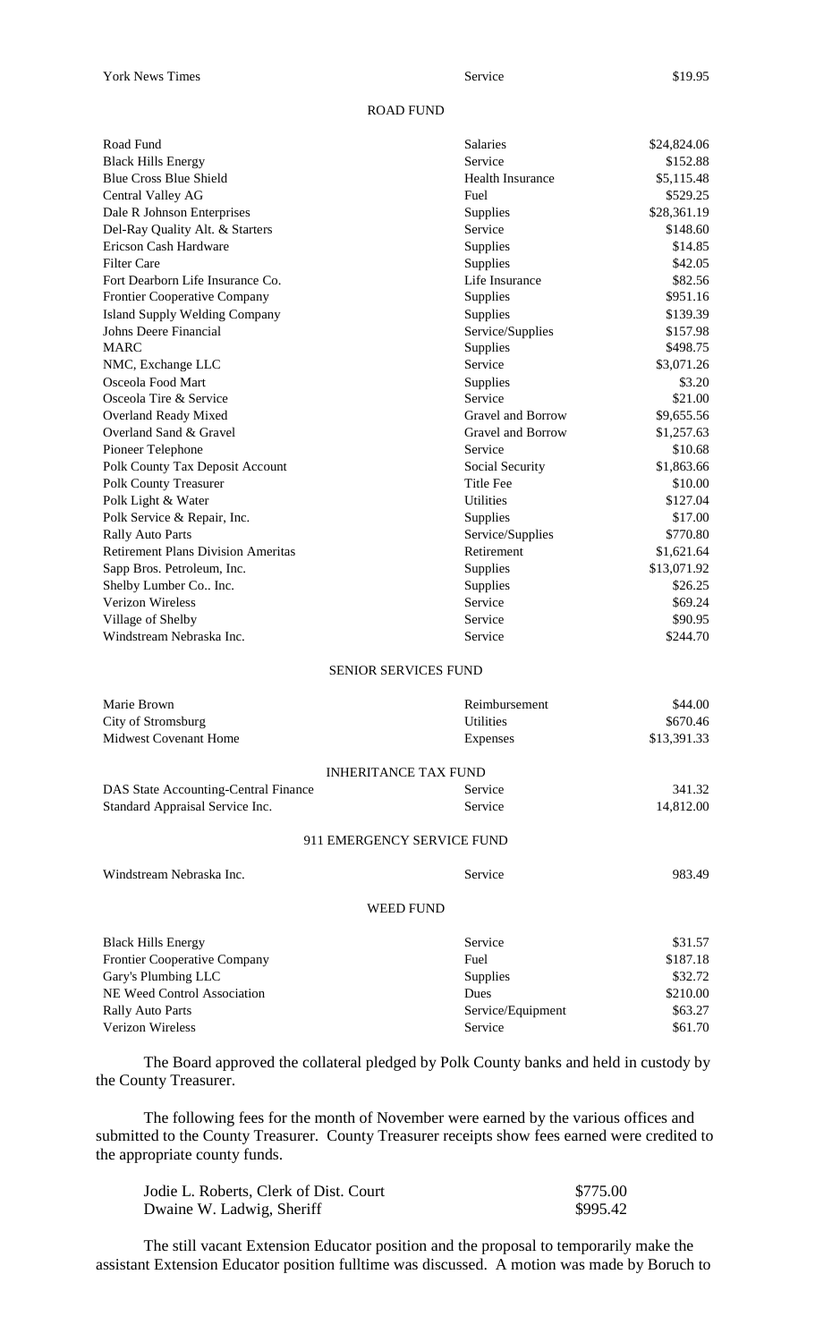| | | |
|---|---|---|
| York News Times | Service | $19.95 |

ROAD FUND

| | | |
|---|---|---|
| Road Fund | Salaries | $24,824.06 |
| Black Hills Energy | Service | $152.88 |
| Blue Cross Blue Shield | Health Insurance | $5,115.48 |
| Central Valley AG | Fuel | $529.25 |
| Dale R Johnson Enterprises | Supplies | $28,361.19 |
| Del-Ray Quality Alt. & Starters | Service | $148.60 |
| Ericson Cash Hardware | Supplies | $14.85 |
| Filter Care | Supplies | $42.05 |
| Fort Dearborn Life Insurance Co. | Life Insurance | $82.56 |
| Frontier Cooperative Company | Supplies | $951.16 |
| Island Supply Welding Company | Supplies | $139.39 |
| Johns Deere Financial | Service/Supplies | $157.98 |
| MARC | Supplies | $498.75 |
| NMC, Exchange LLC | Service | $3,071.26 |
| Osceola Food Mart | Supplies | $3.20 |
| Osceola Tire & Service | Service | $21.00 |
| Overland Ready Mixed | Gravel and Borrow | $9,655.56 |
| Overland Sand & Gravel | Gravel and Borrow | $1,257.63 |
| Pioneer Telephone | Service | $10.68 |
| Polk County Tax Deposit Account | Social Security | $1,863.66 |
| Polk County Treasurer | Title Fee | $10.00 |
| Polk Light & Water | Utilities | $127.04 |
| Polk Service & Repair, Inc. | Supplies | $17.00 |
| Rally Auto Parts | Service/Supplies | $770.80 |
| Retirement Plans Division Ameritas | Retirement | $1,621.64 |
| Sapp Bros. Petroleum, Inc. | Supplies | $13,071.92 |
| Shelby Lumber Co.. Inc. | Supplies | $26.25 |
| Verizon Wireless | Service | $69.24 |
| Village of Shelby | Service | $90.95 |
| Windstream Nebraska Inc. | Service | $244.70 |

SENIOR SERVICES FUND

| | | |
|---|---|---|
| Marie Brown | Reimbursement | $44.00 |
| City of Stromsburg | Utilities | $670.46 |
| Midwest Covenant Home | Expenses | $13,391.33 |

INHERITANCE TAX FUND

| | | |
|---|---|---|
| DAS State Accounting-Central Finance | Service | 341.32 |
| Standard Appraisal Service Inc. | Service | 14,812.00 |

911 EMERGENCY SERVICE FUND

| | | |
|---|---|---|
| Windstream Nebraska Inc. | Service | 983.49 |

WEED FUND

| | | |
|---|---|---|
| Black Hills Energy | Service | $31.57 |
| Frontier Cooperative Company | Fuel | $187.18 |
| Gary's Plumbing LLC | Supplies | $32.72 |
| NE Weed Control Association | Dues | $210.00 |
| Rally Auto Parts | Service/Equipment | $63.27 |
| Verizon Wireless | Service | $61.70 |

The Board approved the collateral pledged by Polk County banks and held in custody by the County Treasurer.

The following fees for the month of November were earned by the various offices and submitted to the County Treasurer. County Treasurer receipts show fees earned were credited to the appropriate county funds.

| | |
|---|---|
| Jodie L. Roberts, Clerk of Dist. Court | $775.00 |
| Dwaine W. Ladwig, Sheriff | $995.42 |

The still vacant Extension Educator position and the proposal to temporarily make the assistant Extension Educator position fulltime was discussed. A motion was made by Boruch to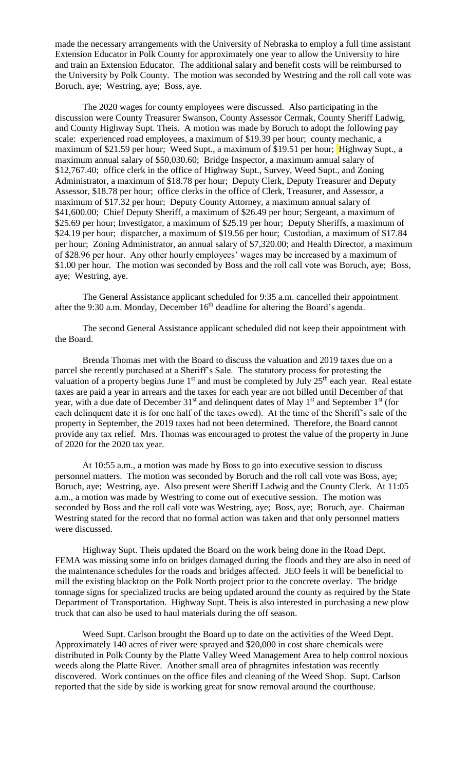made the necessary arrangements with the University of Nebraska to employ a full time assistant Extension Educator in Polk County for approximately one year to allow the University to hire and train an Extension Educator. The additional salary and benefit costs will be reimbursed to the University by Polk County. The motion was seconded by Westring and the roll call vote was Boruch, aye; Westring, aye; Boss, aye.

The 2020 wages for county employees were discussed. Also participating in the discussion were County Treasurer Swanson, County Assessor Cermak, County Sheriff Ladwig, and County Highway Supt. Theis. A motion was made by Boruch to adopt the following pay scale: experienced road employees, a maximum of $19.39 per hour; county mechanic, a maximum of $21.59 per hour; Weed Supt., a maximum of $19.51 per hour; Highway Supt., a maximum annual salary of $50,030.60; Bridge Inspector, a maximum annual salary of $12,767.40; office clerk in the office of Highway Supt., Survey, Weed Supt., and Zoning Administrator, a maximum of $18.78 per hour; Deputy Clerk, Deputy Treasurer and Deputy Assessor, $18.78 per hour; office clerks in the office of Clerk, Treasurer, and Assessor, a maximum of $17.32 per hour; Deputy County Attorney, a maximum annual salary of $41,600.00; Chief Deputy Sheriff, a maximum of $26.49 per hour; Sergeant, a maximum of $25.69 per hour; Investigator, a maximum of $25.19 per hour; Deputy Sheriffs, a maximum of $24.19 per hour; dispatcher, a maximum of $19.56 per hour; Custodian, a maximum of $17.84 per hour; Zoning Administrator, an annual salary of $7,320.00; and Health Director, a maximum of $28.96 per hour. Any other hourly employees' wages may be increased by a maximum of $1.00 per hour. The motion was seconded by Boss and the roll call vote was Boruch, aye; Boss, aye; Westring, aye.

The General Assistance applicant scheduled for 9:35 a.m. cancelled their appointment after the 9:30 a.m. Monday, December 16th deadline for altering the Board's agenda.

The second General Assistance applicant scheduled did not keep their appointment with the Board.

Brenda Thomas met with the Board to discuss the valuation and 2019 taxes due on a parcel she recently purchased at a Sheriff's Sale. The statutory process for protesting the valuation of a property begins June 1st and must be completed by July 25th each year. Real estate taxes are paid a year in arrears and the taxes for each year are not billed until December of that year, with a due date of December 31st and delinquent dates of May 1st and September 1st (for each delinquent date it is for one half of the taxes owed). At the time of the Sheriff's sale of the property in September, the 2019 taxes had not been determined. Therefore, the Board cannot provide any tax relief. Mrs. Thomas was encouraged to protest the value of the property in June of 2020 for the 2020 tax year.

At 10:55 a.m., a motion was made by Boss to go into executive session to discuss personnel matters. The motion was seconded by Boruch and the roll call vote was Boss, aye; Boruch, aye; Westring, aye. Also present were Sheriff Ladwig and the County Clerk. At 11:05 a.m., a motion was made by Westring to come out of executive session. The motion was seconded by Boss and the roll call vote was Westring, aye; Boss, aye; Boruch, aye. Chairman Westring stated for the record that no formal action was taken and that only personnel matters were discussed.

Highway Supt. Theis updated the Board on the work being done in the Road Dept. FEMA was missing some info on bridges damaged during the floods and they are also in need of the maintenance schedules for the roads and bridges affected. JEO feels it will be beneficial to mill the existing blacktop on the Polk North project prior to the concrete overlay. The bridge tonnage signs for specialized trucks are being updated around the county as required by the State Department of Transportation. Highway Supt. Theis is also interested in purchasing a new plow truck that can also be used to haul materials during the off season.

Weed Supt. Carlson brought the Board up to date on the activities of the Weed Dept. Approximately 140 acres of river were sprayed and $20,000 in cost share chemicals were distributed in Polk County by the Platte Valley Weed Management Area to help control noxious weeds along the Platte River. Another small area of phragmites infestation was recently discovered. Work continues on the office files and cleaning of the Weed Shop. Supt. Carlson reported that the side by side is working great for snow removal around the courthouse.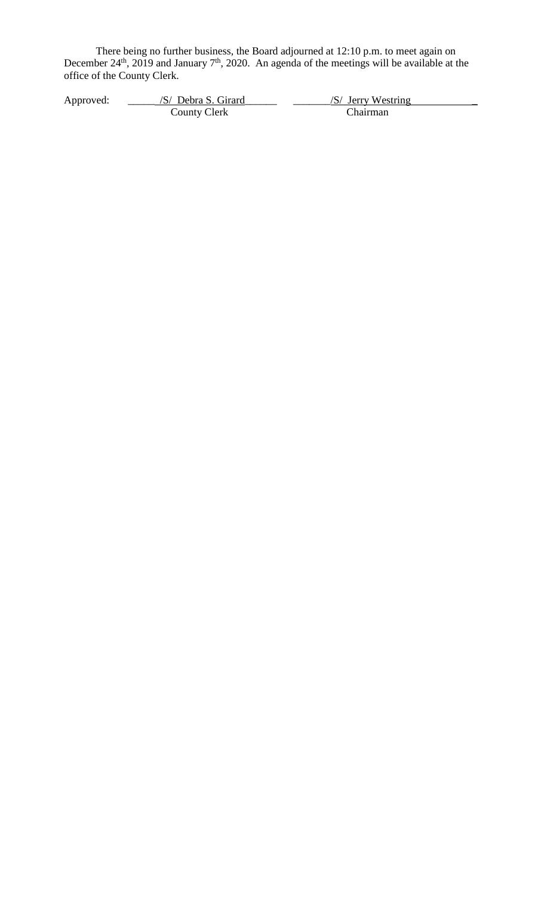There being no further business, the Board adjourned at 12:10 p.m. to meet again on December 24th, 2019 and January 7th, 2020. An agenda of the meetings will be available at the office of the County Clerk.

Approved: /S/ Debra S. Girard — County Clerk

/S/ Jerry Westring — Chairman